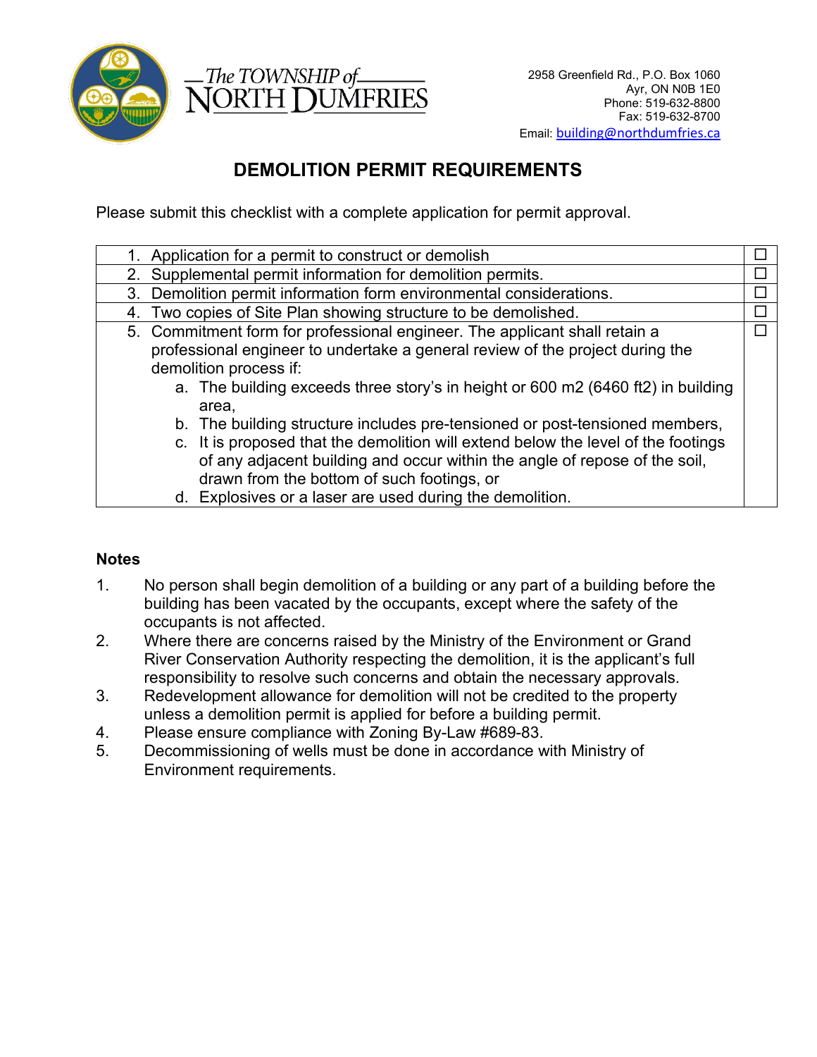The TOWNSHIP of NORTH DUMFRIES

2958 Greenfield Rd., P.O. Box 1060
Ayr, ON N0B 1E0
Phone: 519-632-8800
Fax: 519-632-8700
Email: building@northdumfries.ca

# DEMOLITION PERMIT REQUIREMENTS

Please submit this checklist with a complete application for permit approval.

| Requirement | ☐ |
|---|---|
| 1. Application for a permit to construct or demolish | ☐ |
| 2. Supplemental permit information for demolition permits. | ☐ |
| 3. Demolition permit information form environmental considerations. | ☐ |
| 4. Two copies of Site Plan showing structure to be demolished. | ☐ |
| 5. Commitment form for professional engineer. The applicant shall retain a professional engineer to undertake a general review of the project during the demolition process if:<br>a. The building exceeds three story's in height or 600 m2 (6460 ft2) in building area,<br>b. The building structure includes pre-tensioned or post-tensioned members,<br>c. It is proposed that the demolition will extend below the level of the footings of any adjacent building and occur within the angle of repose of the soil, drawn from the bottom of such footings, or<br>d. Explosives or a laser are used during the demolition. | ☐ |

**Notes**

1. No person shall begin demolition of a building or any part of a building before the building has been vacated by the occupants, except where the safety of the occupants is not affected.
2. Where there are concerns raised by the Ministry of the Environment or Grand River Conservation Authority respecting the demolition, it is the applicant's full responsibility to resolve such concerns and obtain the necessary approvals.
3. Redevelopment allowance for demolition will not be credited to the property unless a demolition permit is applied for before a building permit.
4. Please ensure compliance with Zoning By-Law #689-83.
5. Decommissioning of wells must be done in accordance with Ministry of Environment requirements.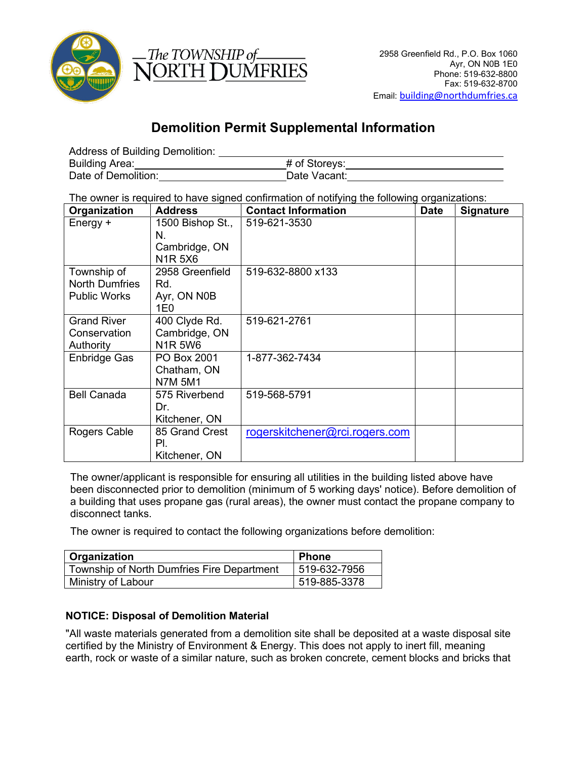The TOWNSHIP of NORTH DUMFRIES

2958 Greenfield Rd., P.O. Box 1060
Ayr, ON N0B 1E0
Phone: 519-632-8800
Fax: 519-632-8700
Email: building@northdumfries.ca

# Demolition Permit Supplemental Information

Address of Building Demolition: ______________________________

Building Area: ______________________ # of Storeys: ______________________

Date of Demolition: ______________________ Date Vacant: ______________________

The owner is required to have signed confirmation of notifying the following organizations:

| Organization | Address | Contact Information | Date | Signature |
|---|---|---|---|---|
| Energy + | 1500 Bishop St., N. Cambridge, ON N1R 5X6 | 519-621-3530 | | |
| Township of North Dumfries Public Works | 2958 Greenfield Rd. Ayr, ON N0B 1E0 | 519-632-8800 x133 | | |
| Grand River Conservation Authority | 400 Clyde Rd. Cambridge, ON N1R 5W6 | 519-621-2761 | | |
| Enbridge Gas | PO Box 2001 Chatham, ON N7M 5M1 | 1-877-362-7434 | | |
| Bell Canada | 575 Riverbend Dr. Kitchener, ON | 519-568-5791 | | |
| Rogers Cable | 85 Grand Crest Pl. Kitchener, ON | rogerskitchener@rci.rogers.com | | |

The owner/applicant is responsible for ensuring all utilities in the building listed above have been disconnected prior to demolition (minimum of 5 working days' notice). Before demolition of a building that uses propane gas (rural areas), the owner must contact the propane company to disconnect tanks.

The owner is required to contact the following organizations before demolition:

| Organization | Phone |
|---|---|
| Township of North Dumfries Fire Department | 519-632-7956 |
| Ministry of Labour | 519-885-3378 |

**NOTICE: Disposal of Demolition Material**

"All waste materials generated from a demolition site shall be deposited at a waste disposal site certified by the Ministry of Environment & Energy. This does not apply to inert fill, meaning earth, rock or waste of a similar nature, such as broken concrete, cement blocks and bricks that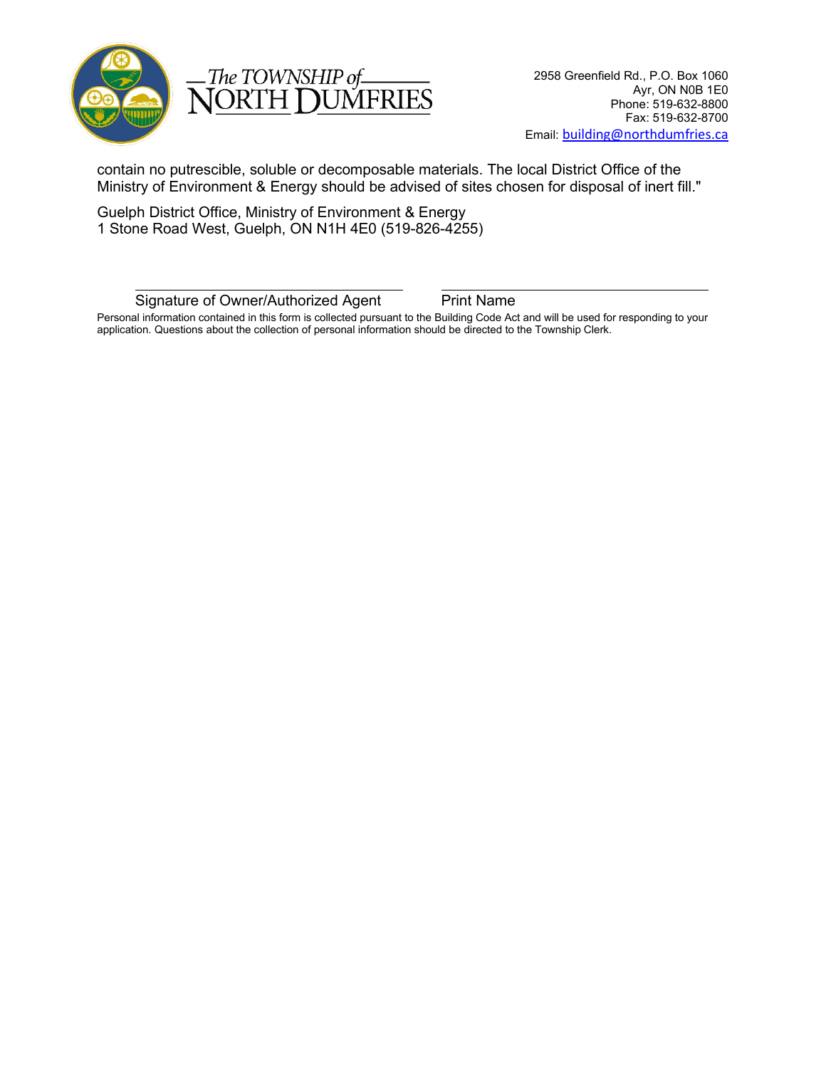contain no putrescible, soluble or decomposable materials. The local District Office of the Ministry of Environment & Energy should be advised of sites chosen for disposal of inert fill."

Guelph District Office, Ministry of Environment & Energy
1 Stone Road West, Guelph, ON N1H 4E0 (519-826-4255)

\_\_\_\_\_\_\_\_\_\_\_\_\_\_\_\_\_\_\_\_\_\_\_\_\_\_\_\_\_\_\_\_\_\_\_\_ \_\_\_\_\_\_\_\_\_\_\_\_\_\_\_\_\_\_\_\_\_\_\_\_\_\_\_\_\_\_\_\_\_\_\_\_

Signature of Owner/Authorized Agent | Print Name

Personal information contained in this form is collected pursuant to the Building Code Act and will be used for responding to your application. Questions about the collection of personal information should be directed to the Township Clerk.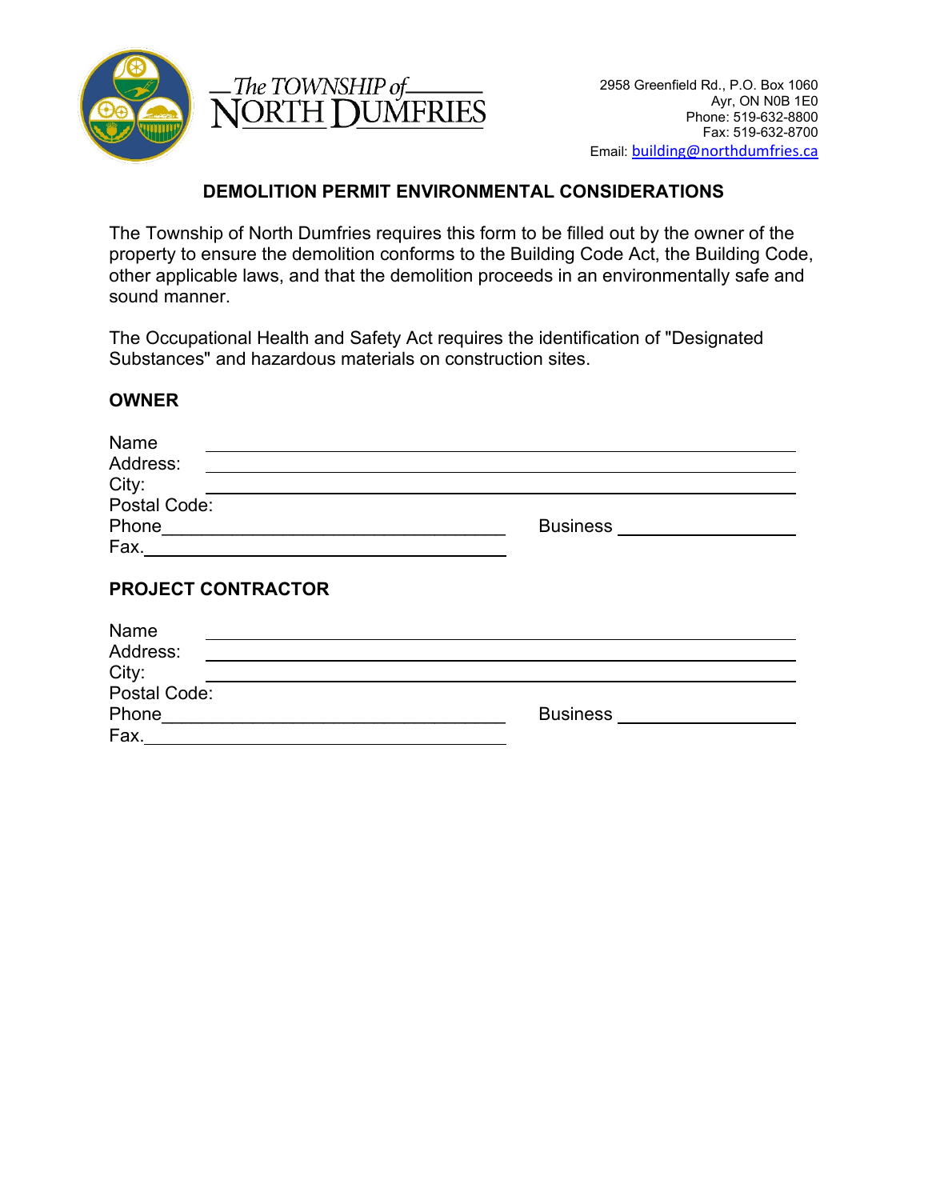The TOWNSHIP of NORTH DUMFRIES

2958 Greenfield Rd., P.O. Box 1060
Ayr, ON N0B 1E0
Phone: 519-632-8800
Fax: 519-632-8700
Email: building@northdumfries.ca

## DEMOLITION PERMIT ENVIRONMENTAL CONSIDERATIONS

The Township of North Dumfries requires this form to be filled out by the owner of the property to ensure the demolition conforms to the Building Code Act, the Building Code, other applicable laws, and that the demolition proceeds in an environmentally safe and sound manner.

The Occupational Health and Safety Act requires the identification of "Designated Substances" and hazardous materials on construction sites.

### OWNER

Name ____________________________________________

Address: ____________________________________________

City: ____________________________________________

Postal Code:

Phone ______________________________ Business ______________

Fax. ______________________________

### PROJECT CONTRACTOR

Name ____________________________________________

Address: ____________________________________________

City: ____________________________________________

Postal Code:

Phone ______________________________ Business ______________

Fax. ______________________________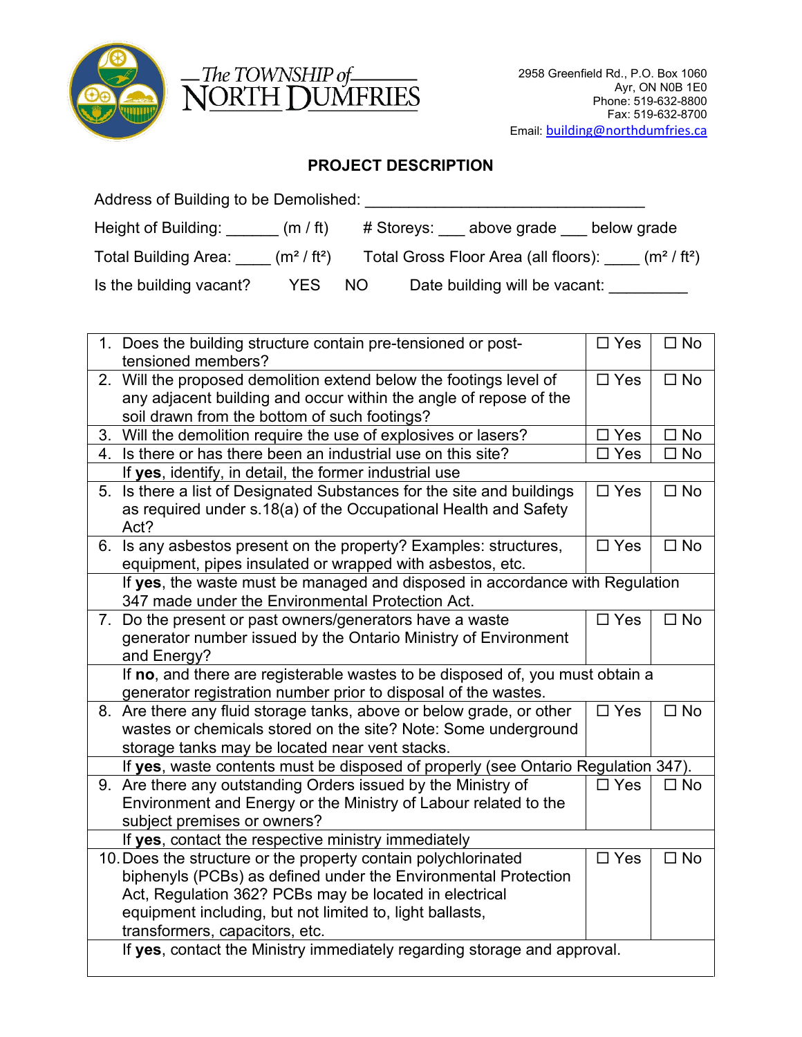The TOWNSHIP of NORTH DUMFRIES

2958 Greenfield Rd., P.O. Box 1060
Ayr, ON N0B 1E0
Phone: 519-632-8800
Fax: 519-632-8700
Email: building@northdumfries.ca

## PROJECT DESCRIPTION

Address of Building to be Demolished: ________________________________

Height of Building: ______ (m / ft)   # Storeys: ___ above grade ___ below grade

Total Building Area: ____ ($m^2$ / $ft^2$)   Total Gross Floor Area (all floors): ____ ($m^2$ / $ft^2$)

Is the building vacant?   YES   NO   Date building will be vacant: _________

| | | |
|---|---|---|
| 1. Does the building structure contain pre-tensioned or post-tensioned members? | ☐ Yes | ☐ No |
| 2. Will the proposed demolition extend below the footings level of any adjacent building and occur within the angle of repose of the soil drawn from the bottom of such footings? | ☐ Yes | ☐ No |
| 3. Will the demolition require the use of explosives or lasers? | ☐ Yes | ☐ No |
| 4. Is there or has there been an industrial use on this site? | ☐ Yes | ☐ No |
| If **yes**, identify, in detail, the former industrial use | | |
| 5. Is there a list of Designated Substances for the site and buildings as required under s.18(a) of the Occupational Health and Safety Act? | ☐ Yes | ☐ No |
| 6. Is any asbestos present on the property? Examples: structures, equipment, pipes insulated or wrapped with asbestos, etc. | ☐ Yes | ☐ No |
| If **yes**, the waste must be managed and disposed in accordance with Regulation 347 made under the Environmental Protection Act. | | |
| 7. Do the present or past owners/generators have a waste generator number issued by the Ontario Ministry of Environment and Energy? | ☐ Yes | ☐ No |
| If **no**, and there are registerable wastes to be disposed of, you must obtain a generator registration number prior to disposal of the wastes. | | |
| 8. Are there any fluid storage tanks, above or below grade, or other wastes or chemicals stored on the site? Note: Some underground storage tanks may be located near vent stacks. | ☐ Yes | ☐ No |
| If **yes**, waste contents must be disposed of properly (see Ontario Regulation 347). | | |
| 9. Are there any outstanding Orders issued by the Ministry of Environment and Energy or the Ministry of Labour related to the subject premises or owners? | ☐ Yes | ☐ No |
| If **yes**, contact the respective ministry immediately | | |
| 10. Does the structure or the property contain polychlorinated biphenyls (PCBs) as defined under the Environmental Protection Act, Regulation 362? PCBs may be located in electrical equipment including, but not limited to, light ballasts, transformers, capacitors, etc. | ☐ Yes | ☐ No |
| If **yes**, contact the Ministry immediately regarding storage and approval. | | |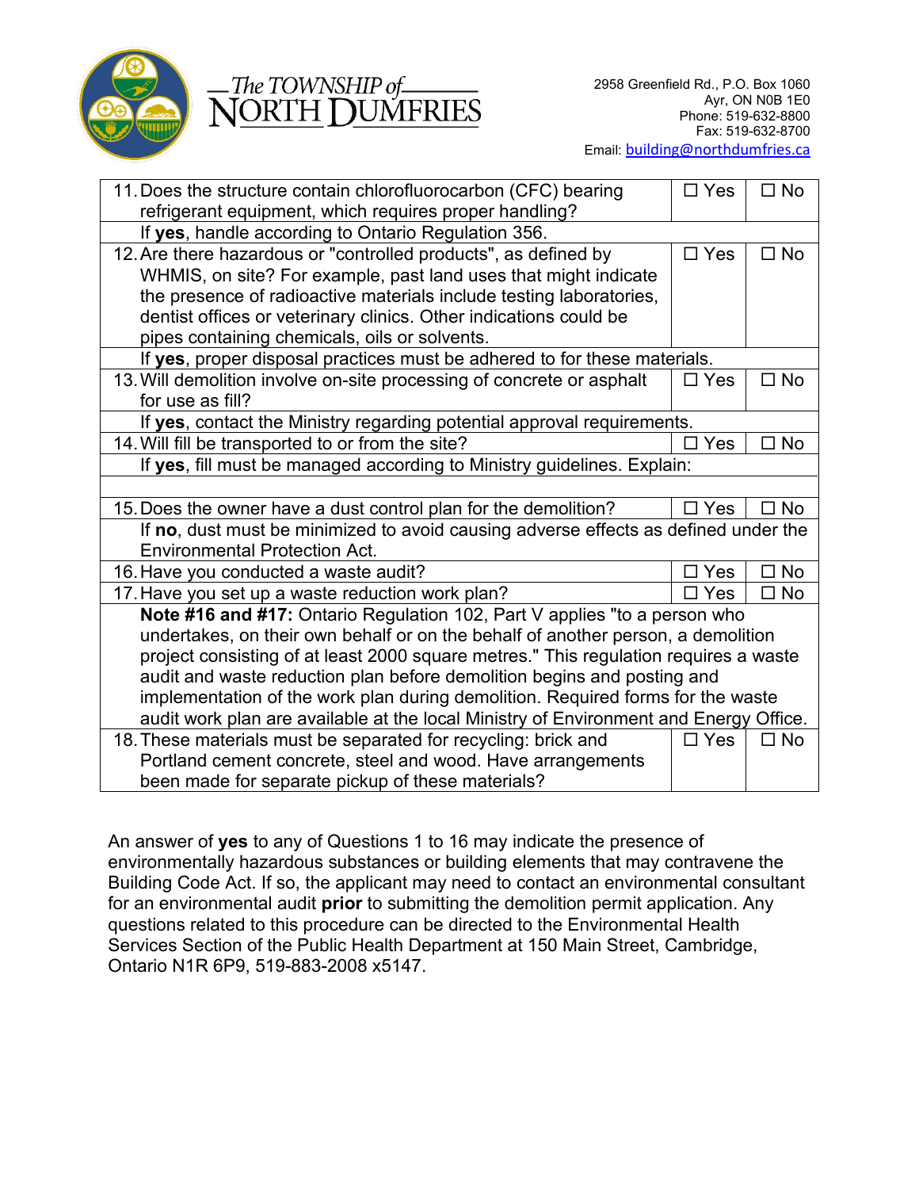The TOWNSHIP of NORTH DUMFRIES

2958 Greenfield Rd., P.O. Box 1060
Ayr, ON N0B 1E0
Phone: 519-632-8800
Fax: 519-632-8700
Email: building@northdumfries.ca

| Question | | |
|---|---|---|
| 11. Does the structure contain chlorofluorocarbon (CFC) bearing refrigerant equipment, which requires proper handling? | ☐ Yes | ☐ No |
| If **yes**, handle according to Ontario Regulation 356. | | |
| 12. Are there hazardous or "controlled products", as defined by WHMIS, on site? For example, past land uses that might indicate the presence of radioactive materials include testing laboratories, dentist offices or veterinary clinics. Other indications could be pipes containing chemicals, oils or solvents. | ☐ Yes | ☐ No |
| If **yes**, proper disposal practices must be adhered to for these materials. | | |
| 13. Will demolition involve on-site processing of concrete or asphalt for use as fill? | ☐ Yes | ☐ No |
| If **yes**, contact the Ministry regarding potential approval requirements. | | |
| 14. Will fill be transported to or from the site? | ☐ Yes | ☐ No |
| If **yes**, fill must be managed according to Ministry guidelines. Explain: | | |
| | | |
| 15. Does the owner have a dust control plan for the demolition? | ☐ Yes | ☐ No |
| If **no**, dust must be minimized to avoid causing adverse effects as defined under the Environmental Protection Act. | | |
| 16. Have you conducted a waste audit? | ☐ Yes | ☐ No |
| 17. Have you set up a waste reduction work plan? | ☐ Yes | ☐ No |
| **Note #16 and #17:** Ontario Regulation 102, Part V applies "to a person who undertakes, on their own behalf or on the behalf of another person, a demolition project consisting of at least 2000 square metres." This regulation requires a waste audit and waste reduction plan before demolition begins and posting and implementation of the work plan during demolition. Required forms for the waste audit work plan are available at the local Ministry of Environment and Energy Office. | | |
| 18. These materials must be separated for recycling: brick and Portland cement concrete, steel and wood. Have arrangements been made for separate pickup of these materials? | ☐ Yes | ☐ No |

An answer of **yes** to any of Questions 1 to 16 may indicate the presence of environmentally hazardous substances or building elements that may contravene the Building Code Act. If so, the applicant may need to contact an environmental consultant for an environmental audit **prior** to submitting the demolition permit application. Any questions related to this procedure can be directed to the Environmental Health Services Section of the Public Health Department at 150 Main Street, Cambridge, Ontario N1R 6P9, 519-883-2008 x5147.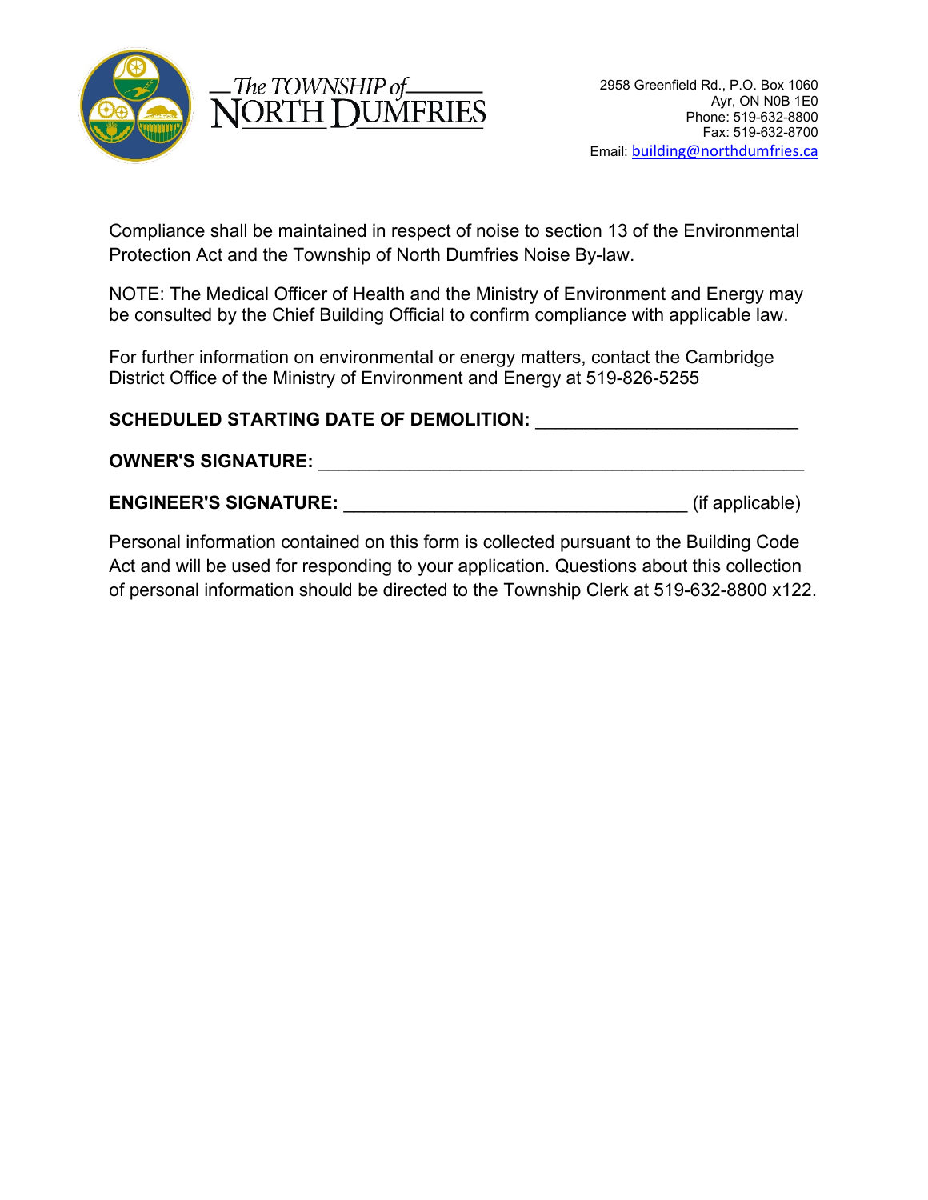The TOWNSHIP of NORTH DUMFRIES

2958 Greenfield Rd., P.O. Box 1060
Ayr, ON N0B 1E0
Phone: 519-632-8800
Fax: 519-632-8700
Email: building@northdumfries.ca

Compliance shall be maintained in respect of noise to section 13 of the Environmental Protection Act and the Township of North Dumfries Noise By-law.

NOTE: The Medical Officer of Health and the Ministry of Environment and Energy may be consulted by the Chief Building Official to confirm compliance with applicable law.

For further information on environmental or energy matters, contact the Cambridge District Office of the Ministry of Environment and Energy at 519-826-5255

**SCHEDULED STARTING DATE OF DEMOLITION:** ___________________________

**OWNER'S SIGNATURE:** __________________________________________________

**ENGINEER'S SIGNATURE:** ___________________________________ (if applicable)

Personal information contained on this form is collected pursuant to the Building Code Act and will be used for responding to your application. Questions about this collection of personal information should be directed to the Township Clerk at 519-632-8800 x122.